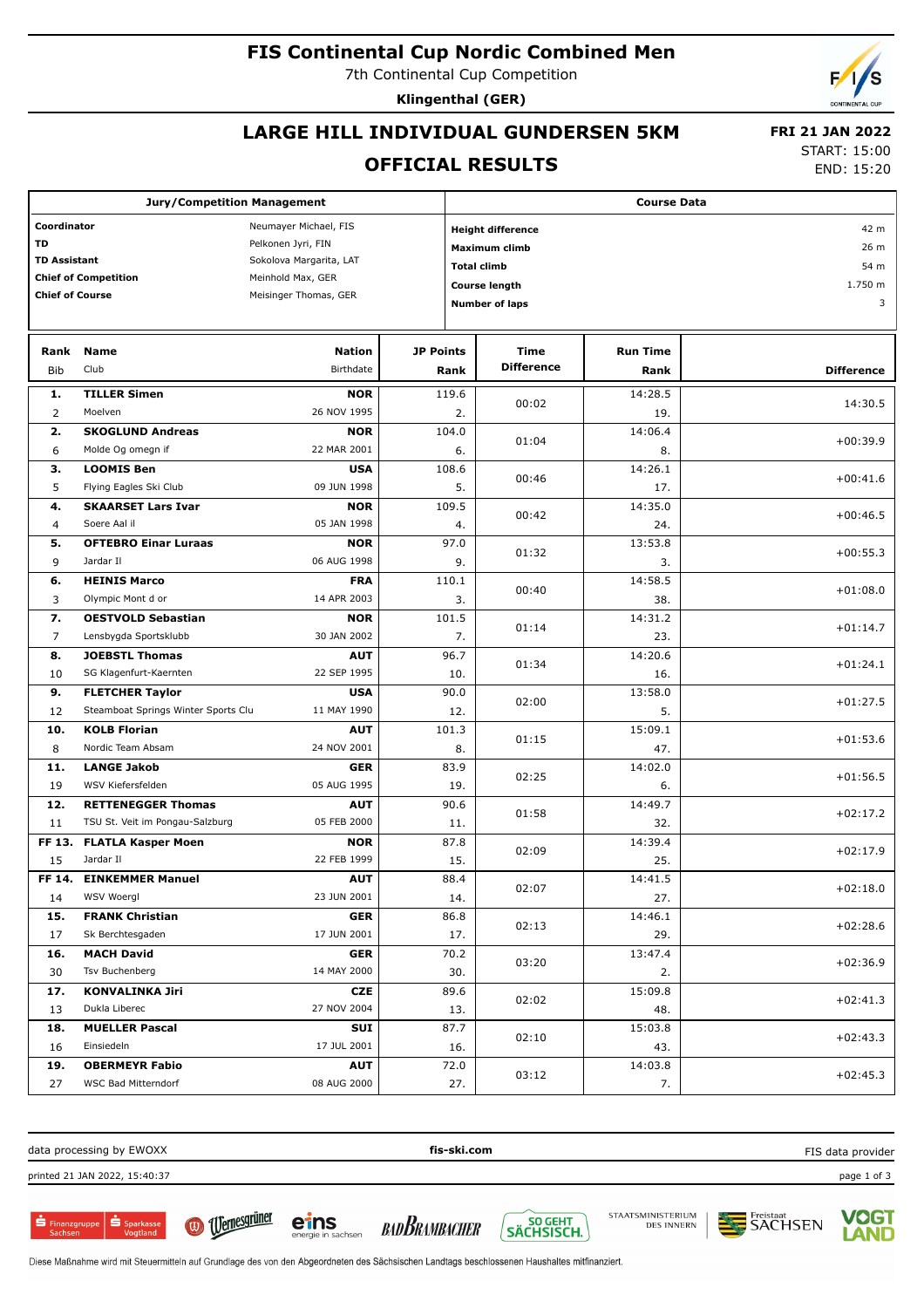# FIS Continental Cup Nordic Combined Men

7th Continental Cup Competition

**Klingenthal (GER)**

## LARGE HILL INDIVIDUAL GUNDERSEN 5KM

## OFFICIAL RESULTS

**FRI 21 JAN 2022**
START: 15:00
END: 15:20

| Jury/Competition Management | | Course Data | |
|---|---|---|---|
| **Coordinator** | Neumayer Michael, FIS | **Height difference** | 42 m |
| **TD** | Pelkonen Jyri, FIN | **Maximum climb** | 26 m |
| **TD Assistant** | Sokolova Margarita, LAT | **Total climb** | 54 m |
| **Chief of Competition** | Meinhold Max, GER | **Course length** | 1.750 m |
| **Chief of Course** | Meisinger Thomas, GER | **Number of laps** | 3 |

| Rank | Bib | Name | Club | Nation | Birthdate | JP Points | JP Rank | Time Difference | Run Time | Run Rank | Difference |
|---|---|---|---|---|---|---|---|---|---|---|---|
| 1. | 2 | **TILLER Simen** | Moelven | NOR | 26 NOV 1995 | 119.6 | 2. | 00:02 | 14:28.5 | 19. | 14:30.5 |
| 2. | 6 | **SKOGLUND Andreas** | Molde Og omegn if | NOR | 22 MAR 2001 | 104.0 | 6. | 01:04 | 14:06.4 | 8. | +00:39.9 |
| 3. | 5 | **LOOMIS Ben** | Flying Eagles Ski Club | USA | 09 JUN 1998 | 108.6 | 5. | 00:46 | 14:26.1 | 17. | +00:41.6 |
| 4. | 4 | **SKAARSET Lars Ivar** | Soere Aal il | NOR | 05 JAN 1998 | 109.5 | 4. | 00:42 | 14:35.0 | 24. | +00:46.5 |
| 5. | 9 | **OFTEBRO Einar Luraas** | Jardar Il | NOR | 06 AUG 1998 | 97.0 | 9. | 01:32 | 13:53.8 | 3. | +00:55.3 |
| 6. | 3 | **HEINIS Marco** | Olympic Mont d or | FRA | 14 APR 2003 | 110.1 | 3. | 00:40 | 14:58.5 | 38. | +01:08.0 |
| 7. | 7 | **OESTVOLD Sebastian** | Lensbygda Sportsklubb | NOR | 30 JAN 2002 | 101.5 | 7. | 01:14 | 14:31.2 | 23. | +01:14.7 |
| 8. | 10 | **JOEBSTL Thomas** | SG Klagenfurt-Kaernten | AUT | 22 SEP 1995 | 96.7 | 10. | 01:34 | 14:20.6 | 16. | +01:24.1 |
| 9. | 12 | **FLETCHER Taylor** | Steamboat Springs Winter Sports Clu | USA | 11 MAY 1990 | 90.0 | 12. | 02:00 | 13:58.0 | 5. | +01:27.5 |
| 10. | 8 | **KOLB Florian** | Nordic Team Absam | AUT | 24 NOV 2001 | 101.3 | 8. | 01:15 | 15:09.1 | 47. | +01:53.6 |
| 11. | 19 | **LANGE Jakob** | WSV Kiefersfelden | GER | 05 AUG 1995 | 83.9 | 19. | 02:25 | 14:02.0 | 6. | +01:56.5 |
| 12. | 11 | **RETTENEGGER Thomas** | TSU St. Veit im Pongau-Salzburg | AUT | 05 FEB 2000 | 90.6 | 11. | 01:58 | 14:49.7 | 32. | +02:17.2 |
| FF 13. | 15 | **FLATLA Kasper Moen** | Jardar Il | NOR | 22 FEB 1999 | 87.8 | 15. | 02:09 | 14:39.4 | 25. | +02:17.9 |
| FF 14. | 14 | **EINKEMMER Manuel** | WSV Woergl | AUT | 23 JUN 2001 | 88.4 | 14. | 02:07 | 14:41.5 | 27. | +02:18.0 |
| 15. | 17 | **FRANK Christian** | Sk Berchtesgaden | GER | 17 JUN 2001 | 86.8 | 17. | 02:13 | 14:46.1 | 29. | +02:28.6 |
| 16. | 30 | **MACH David** | Tsv Buchenberg | GER | 14 MAY 2000 | 70.2 | 30. | 03:20 | 13:47.4 | 2. | +02:36.9 |
| 17. | 13 | **KONVALINKA Jiri** | Dukla Liberec | CZE | 27 NOV 2004 | 89.6 | 13. | 02:02 | 15:09.8 | 48. | +02:41.3 |
| 18. | 16 | **MUELLER Pascal** | Einsiedeln | SUI | 17 JUL 2001 | 87.7 | 16. | 02:10 | 15:03.8 | 43. | +02:43.3 |
| 19. | 27 | **OBERMEYR Fabio** | WSC Bad Mitterndorf | AUT | 08 AUG 2000 | 72.0 | 27. | 03:12 | 14:03.8 | 7. | +02:45.3 |

data processing by EWOXX — fis-ski.com — FIS data provider

printed 21 JAN 2022, 15:40:37

Diese Maßnahme wird mit Steuermitteln auf Grundlage des von den Abgeordneten des Sächsischen Landtags beschlossenen Haushaltes mitfinanziert.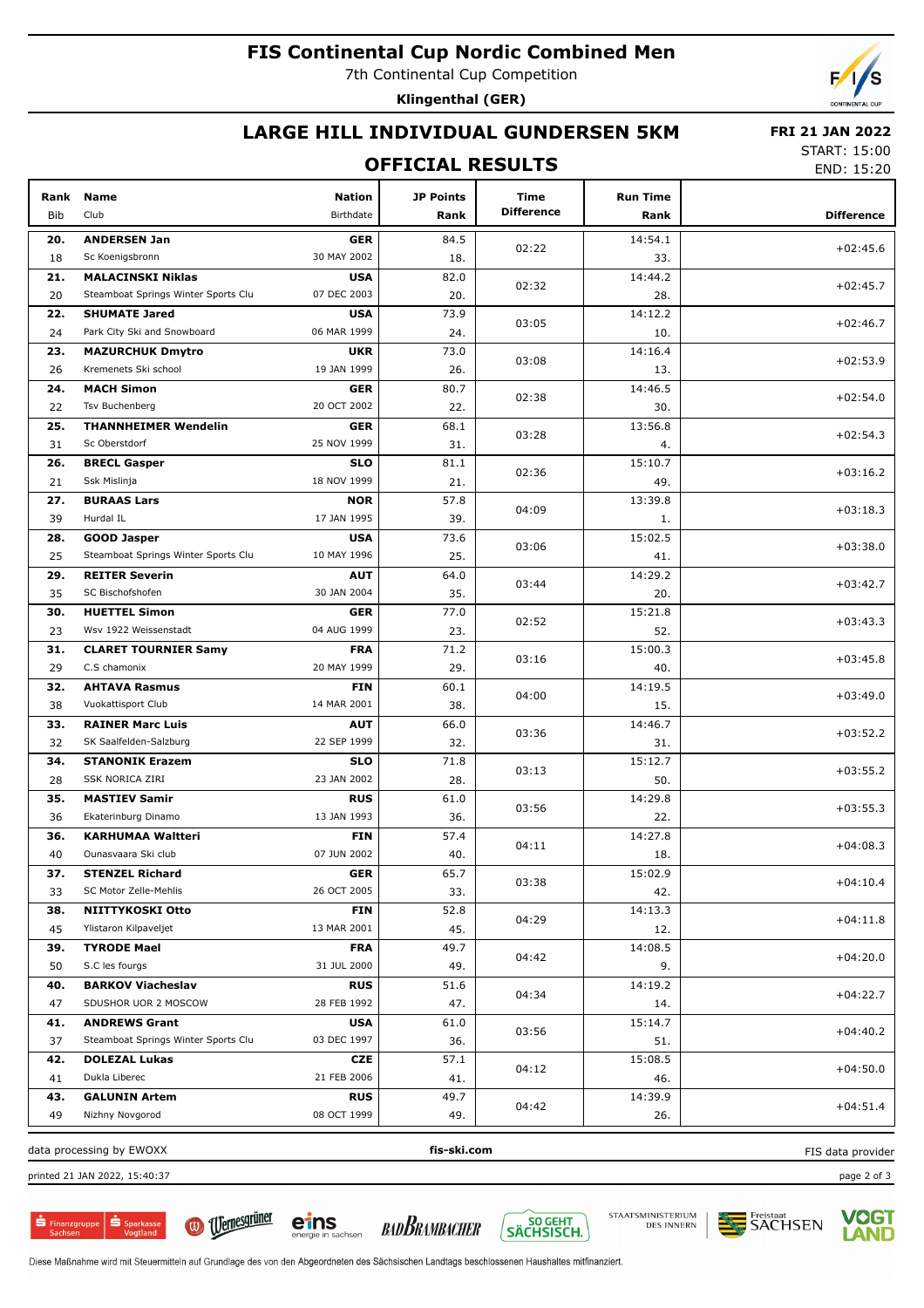# FIS Continental Cup Nordic Combined Men

7th Continental Cup Competition

**Klingenthal (GER)**

## LARGE HILL INDIVIDUAL GUNDERSEN 5KM

## OFFICIAL RESULTS

**FRI 21 JAN 2022**
START: 15:00
END: 15:20

| Rank | Bib | Name | Club | Nation | Birthdate | JP Points | JP Rank | Time Difference | Run Time | Run Rank | Difference |
|---|---|---|---|---|---|---|---|---|---|---|---|
| 20. | 18 | **ANDERSEN Jan** | Sc Koenigsbronn | **GER** | 30 MAY 2002 | 84.5 | 18. | 02:22 | 14:54.1 | 33. | +02:45.6 |
| 21. | 20 | **MALACINSKI Niklas** | Steamboat Springs Winter Sports Clu | **USA** | 07 DEC 2003 | 82.0 | 20. | 02:32 | 14:44.2 | 28. | +02:45.7 |
| 22. | 24 | **SHUMATE Jared** | Park City Ski and Snowboard | **USA** | 06 MAR 1999 | 73.9 | 24. | 03:05 | 14:12.2 | 10. | +02:46.7 |
| 23. | 26 | **MAZURCHUK Dmytro** | Kremenets Ski school | **UKR** | 19 JAN 1999 | 73.0 | 26. | 03:08 | 14:16.4 | 13. | +02:53.9 |
| 24. | 22 | **MACH Simon** | Tsv Buchenberg | **GER** | 20 OCT 2002 | 80.7 | 22. | 02:38 | 14:46.5 | 30. | +02:54.0 |
| 25. | 31 | **THANNHEIMER Wendelin** | Sc Oberstdorf | **GER** | 25 NOV 1999 | 68.1 | 31. | 03:28 | 13:56.8 | 4. | +02:54.3 |
| 26. | 21 | **BRECL Gasper** | Ssk Mislinja | **SLO** | 18 NOV 1999 | 81.1 | 21. | 02:36 | 15:10.7 | 49. | +03:16.2 |
| 27. | 39 | **BURAAS Lars** | Hurdal IL | **NOR** | 17 JAN 1995 | 57.8 | 39. | 04:09 | 13:39.8 | 1. | +03:18.3 |
| 28. | 25 | **GOOD Jasper** | Steamboat Springs Winter Sports Clu | **USA** | 10 MAY 1996 | 73.6 | 25. | 03:06 | 15:02.5 | 41. | +03:38.0 |
| 29. | 35 | **REITER Severin** | SC Bischofshofen | **AUT** | 30 JAN 2004 | 64.0 | 35. | 03:44 | 14:29.2 | 20. | +03:42.7 |
| 30. | 23 | **HUETTEL Simon** | Wsv 1922 Weissenstadt | **GER** | 04 AUG 1999 | 77.0 | 23. | 02:52 | 15:21.8 | 52. | +03:43.3 |
| 31. | 29 | **CLARET TOURNIER Samy** | C.S chamonix | **FRA** | 20 MAY 1999 | 71.2 | 29. | 03:16 | 15:00.3 | 40. | +03:45.8 |
| 32. | 38 | **AHTAVA Rasmus** | Vuokattisport Club | **FIN** | 14 MAR 2001 | 60.1 | 38. | 04:00 | 14:19.5 | 15. | +03:49.0 |
| 33. | 32 | **RAINER Marc Luis** | SK Saalfelden-Salzburg | **AUT** | 22 SEP 1999 | 66.0 | 32. | 03:36 | 14:46.7 | 31. | +03:52.2 |
| 34. | 28 | **STANONIK Erazem** | SSK NORICA ZIRI | **SLO** | 23 JAN 2002 | 71.8 | 28. | 03:13 | 15:12.7 | 50. | +03:55.2 |
| 35. | 36 | **MASTIEV Samir** | Ekaterinburg Dinamo | **RUS** | 13 JAN 1993 | 61.0 | 36. | 03:56 | 14:29.8 | 22. | +03:55.3 |
| 36. | 40 | **KARHUMAA Waltteri** | Ounasvaara Ski club | **FIN** | 07 JUN 2002 | 57.4 | 40. | 04:11 | 14:27.8 | 18. | +04:08.3 |
| 37. | 33 | **STENZEL Richard** | SC Motor Zelle-Mehlis | **GER** | 26 OCT 2005 | 65.7 | 33. | 03:38 | 15:02.9 | 42. | +04:10.4 |
| 38. | 45 | **NIITTYKOSKI Otto** | Ylistaron Kilpaveljet | **FIN** | 13 MAR 2001 | 52.8 | 45. | 04:29 | 14:13.3 | 12. | +04:11.8 |
| 39. | 50 | **TYRODE Mael** | S.C les fourgs | **FRA** | 31 JUL 2000 | 49.7 | 49. | 04:42 | 14:08.5 | 9. | +04:20.0 |
| 40. | 47 | **BARKOV Viacheslav** | SDUSHOR UOR 2 MOSCOW | **RUS** | 28 FEB 1992 | 51.6 | 47. | 04:34 | 14:19.2 | 14. | +04:22.7 |
| 41. | 37 | **ANDREWS Grant** | Steamboat Springs Winter Sports Clu | **USA** | 03 DEC 1997 | 61.0 | 36. | 03:56 | 15:14.7 | 51. | +04:40.2 |
| 42. | 41 | **DOLEZAL Lukas** | Dukla Liberec | **CZE** | 21 FEB 2006 | 57.1 | 41. | 04:12 | 15:08.5 | 46. | +04:50.0 |
| 43. | 49 | **GALUNIN Artem** | Nizhny Novgorod | **RUS** | 08 OCT 1999 | 49.7 | 49. | 04:42 | 14:39.9 | 26. | +04:51.4 |

data processing by EWOXX | **fis-ski.com** | FIS data provider

printed 21 JAN 2022, 15:40:37

Diese Maßnahme wird mit Steuermitteln auf Grundlage des von den Abgeordneten des Sächsischen Landtags beschlossenen Haushaltes mitfinanziert.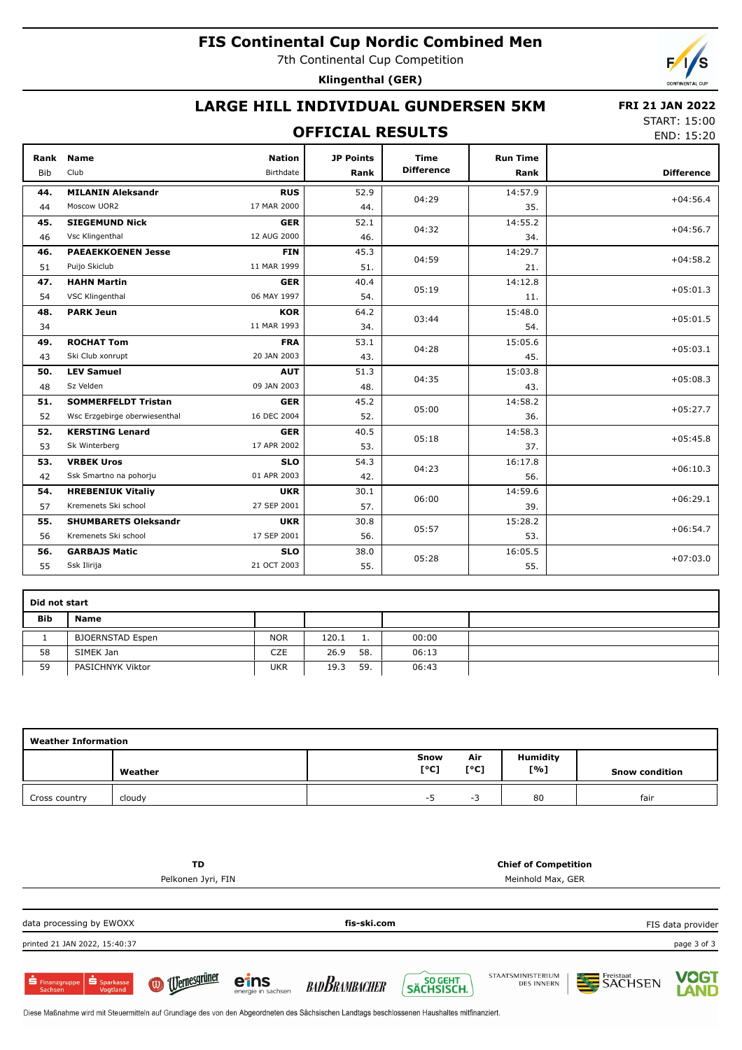# FIS Continental Cup Nordic Combined Men

7th Continental Cup Competition

**Klingenthal (GER)**

## LARGE HILL INDIVIDUAL GUNDERSEN 5KM

**FRI 21 JAN 2022**

START: 15:00

END: 15:20

## OFFICIAL RESULTS

| Rank / Bib | Name / Club | Nation / Birthdate | JP Points / Rank | Time Difference | Run Time / Rank | Difference |
|---|---|---|---|---|---|---|
| **44.** / 44 | **MILANIN Aleksandr** / Moscow UOR2 | **RUS** / 17 MAR 2000 | 52.9 / 44. | 04:29 | 14:57.9 / 35. | +04:56.4 |
| **45.** / 46 | **SIEGEMUND Nick** / Vsc Klingenthal | **GER** / 12 AUG 2000 | 52.1 / 46. | 04:32 | 14:55.2 / 34. | +04:56.7 |
| **46.** / 51 | **PAEAEKKOENEN Jesse** / Puijo Skiclub | **FIN** / 11 MAR 1999 | 45.3 / 51. | 04:59 | 14:29.7 / 21. | +04:58.2 |
| **47.** / 54 | **HAHN Martin** / VSC Klingenthal | **GER** / 06 MAY 1997 | 40.4 / 54. | 05:19 | 14:12.8 / 11. | +05:01.3 |
| **48.** / 34 | **PARK Jeun** | **KOR** / 11 MAR 1993 | 64.2 / 34. | 03:44 | 15:48.0 / 54. | +05:01.5 |
| **49.** / 43 | **ROCHAT Tom** / Ski Club xonrupt | **FRA** / 20 JAN 2003 | 53.1 / 43. | 04:28 | 15:05.6 / 45. | +05:03.1 |
| **50.** / 48 | **LEV Samuel** / Sz Velden | **AUT** / 09 JAN 2003 | 51.3 / 48. | 04:35 | 15:03.8 / 43. | +05:08.3 |
| **51.** / 52 | **SOMMERFELDT Tristan** / Wsc Erzgebirge oberwiesenthal | **GER** / 16 DEC 2004 | 45.2 / 52. | 05:00 | 14:58.2 / 36. | +05:27.7 |
| **52.** / 53 | **KERSTING Lenard** / Sk Winterberg | **GER** / 17 APR 2002 | 40.5 / 53. | 05:18 | 14:58.3 / 37. | +05:45.8 |
| **53.** / 42 | **VRBEK Uros** / Ssk Smartno na pohorju | **SLO** / 01 APR 2003 | 54.3 / 42. | 04:23 | 16:17.8 / 56. | +06:10.3 |
| **54.** / 57 | **HREBENIUK Vitaliy** / Kremenets Ski school | **UKR** / 27 SEP 2001 | 30.1 / 57. | 06:00 | 14:59.6 / 39. | +06:29.1 |
| **55.** / 56 | **SHUMBARETS Oleksandr** / Kremenets Ski school | **UKR** / 17 SEP 2001 | 30.8 / 56. | 05:57 | 15:28.2 / 53. | +06:54.7 |
| **56.** / 55 | **GARBAJS Matic** / Ssk Ilirija | **SLO** / 21 OCT 2003 | 38.0 / 55. | 05:28 | 16:05.5 / 55. | +07:03.0 |

**Did not start**

| Bib | Name | | | | |
|---|---|---|---|---|---|
| 1 | BJOERNSTAD Espen | NOR | 120.1 1. | 00:00 | |
| 58 | SIMEK Jan | CZE | 26.9 58. | 06:13 | |
| 59 | PASICHNYK Viktor | UKR | 19.3 59. | 06:43 | |

**Weather Information**

| | Weather | Snow [°C] | Air [°C] | Humidity [%] | Snow condition |
|---|---|---|---|---|---|
| Cross country | cloudy | -5 | -3 | 80 | fair |

**TD**
Pelkonen Jyri, FIN

**Chief of Competition**
Meinhold Max, GER

data processing by EWOXX — **fis-ski.com** — FIS data provider

printed 21 JAN 2022, 15:40:37

Diese Maßnahme wird mit Steuermitteln auf Grundlage des von den Abgeordneten des Sächsischen Landtags beschlossenen Haushaltes mitfinanziert.